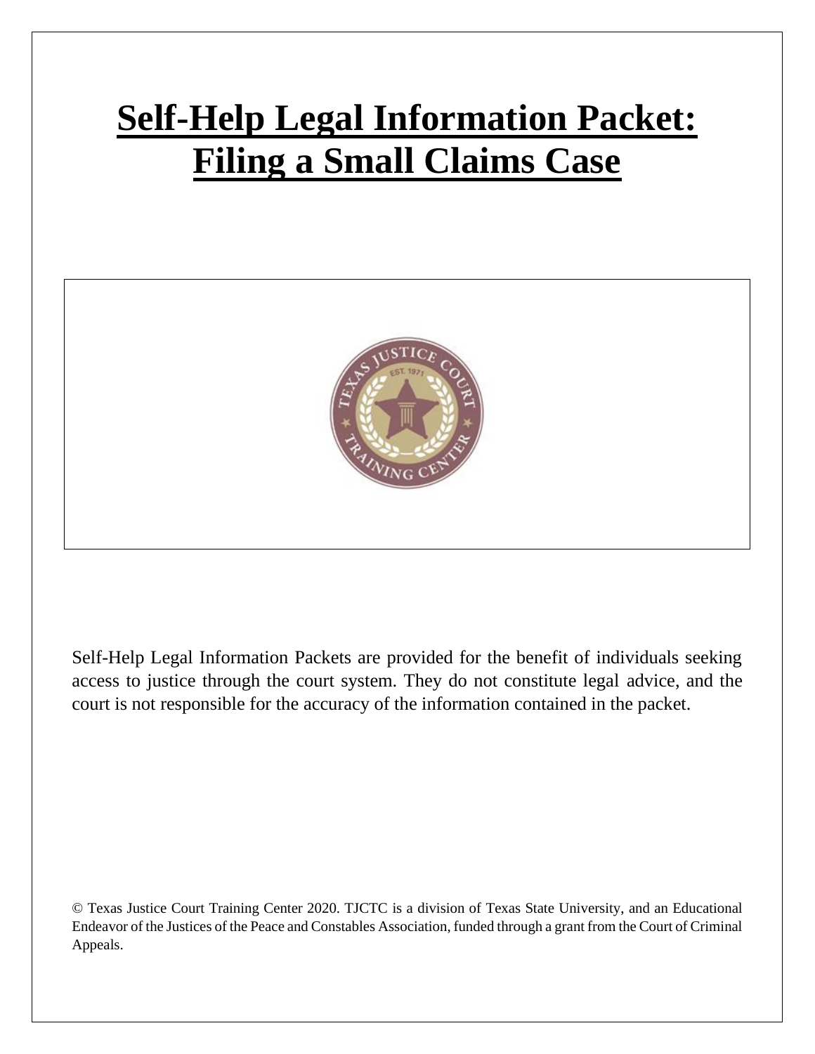# Self-Help Legal Information Packet: Filing a Small Claims Case

Self-Help Legal Information Packets are provided for the benefit of individuals seeking access to justice through the court system. They do not constitute legal advice, and the court is not responsible for the accuracy of the information contained in the packet.

© Texas Justice Court Training Center 2020. TJCTC is a division of Texas State University, and an Educational Endeavor of the Justices of the Peace and Constables Association, funded through a grant from the Court of Criminal Appeals.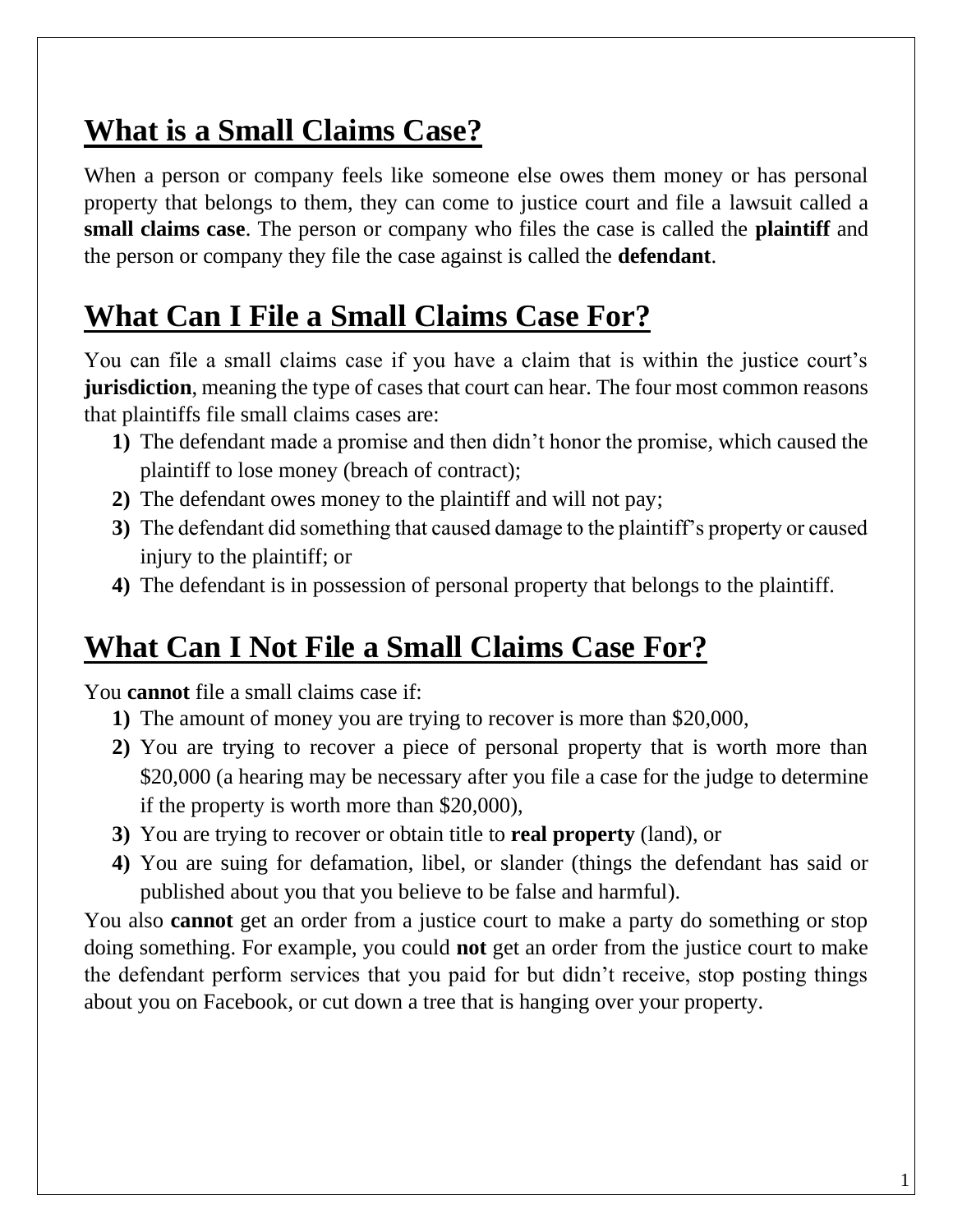## What is a Small Claims Case?

When a person or company feels like someone else owes them money or has personal property that belongs to them, they can come to justice court and file a lawsuit called a **small claims case**. The person or company who files the case is called the **plaintiff** and the person or company they file the case against is called the **defendant**.

## What Can I File a Small Claims Case For?

You can file a small claims case if you have a claim that is within the justice court's **jurisdiction**, meaning the type of cases that court can hear. The four most common reasons that plaintiffs file small claims cases are:

1) The defendant made a promise and then didn't honor the promise, which caused the plaintiff to lose money (breach of contract);
2) The defendant owes money to the plaintiff and will not pay;
3) The defendant did something that caused damage to the plaintiff's property or caused injury to the plaintiff; or
4) The defendant is in possession of personal property that belongs to the plaintiff.

## What Can I Not File a Small Claims Case For?

You **cannot** file a small claims case if:

1) The amount of money you are trying to recover is more than $20,000,
2) You are trying to recover a piece of personal property that is worth more than $20,000 (a hearing may be necessary after you file a case for the judge to determine if the property is worth more than $20,000),
3) You are trying to recover or obtain title to **real property** (land), or
4) You are suing for defamation, libel, or slander (things the defendant has said or published about you that you believe to be false and harmful).

You also **cannot** get an order from a justice court to make a party do something or stop doing something. For example, you could **not** get an order from the justice court to make the defendant perform services that you paid for but didn't receive, stop posting things about you on Facebook, or cut down a tree that is hanging over your property.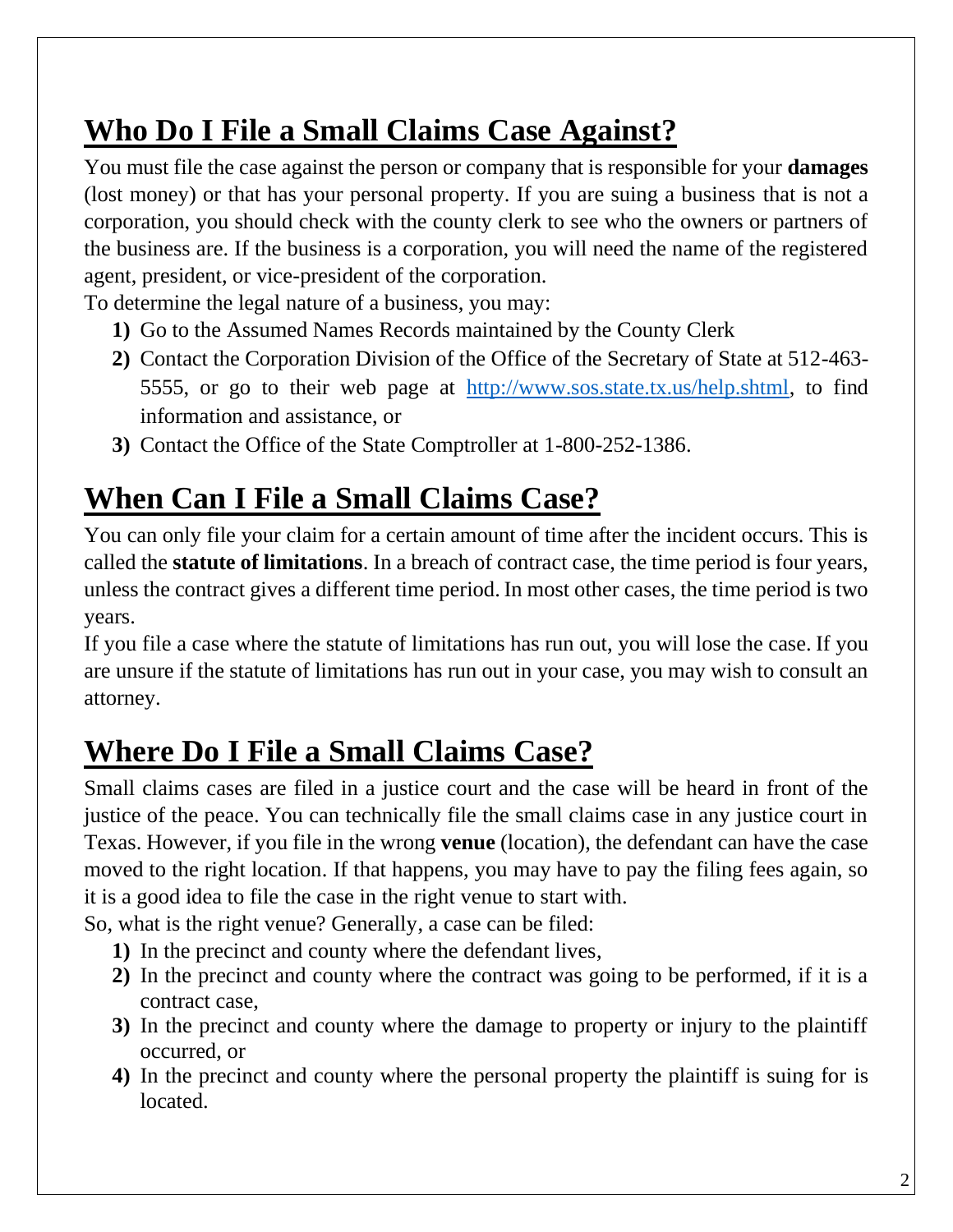## Who Do I File a Small Claims Case Against?

You must file the case against the person or company that is responsible for your **damages** (lost money) or that has your personal property. If you are suing a business that is not a corporation, you should check with the county clerk to see who the owners or partners of the business are. If the business is a corporation, you will need the name of the registered agent, president, or vice-president of the corporation.

To determine the legal nature of a business, you may:

1) Go to the Assumed Names Records maintained by the County Clerk
2) Contact the Corporation Division of the Office of the Secretary of State at 512-463-5555, or go to their web page at [http://www.sos.state.tx.us/help.shtml](http://www.sos.state.tx.us/help.shtml), to find information and assistance, or
3) Contact the Office of the State Comptroller at 1-800-252-1386.

## When Can I File a Small Claims Case?

You can only file your claim for a certain amount of time after the incident occurs. This is called the **statute of limitations**. In a breach of contract case, the time period is four years, unless the contract gives a different time period. In most other cases, the time period is two years.

If you file a case where the statute of limitations has run out, you will lose the case. If you are unsure if the statute of limitations has run out in your case, you may wish to consult an attorney.

## Where Do I File a Small Claims Case?

Small claims cases are filed in a justice court and the case will be heard in front of the justice of the peace. You can technically file the small claims case in any justice court in Texas. However, if you file in the wrong **venue** (location), the defendant can have the case moved to the right location. If that happens, you may have to pay the filing fees again, so it is a good idea to file the case in the right venue to start with.

So, what is the right venue? Generally, a case can be filed:

1) In the precinct and county where the defendant lives,
2) In the precinct and county where the contract was going to be performed, if it is a contract case,
3) In the precinct and county where the damage to property or injury to the plaintiff occurred, or
4) In the precinct and county where the personal property the plaintiff is suing for is located.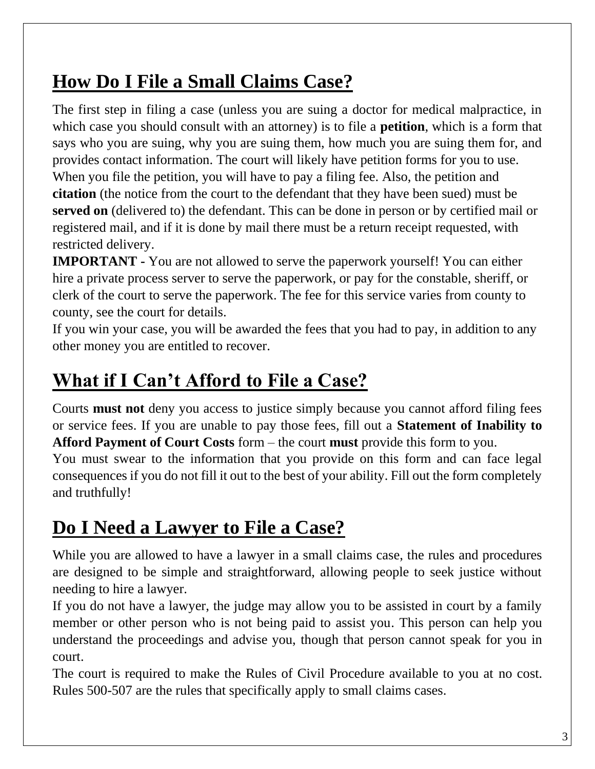## How Do I File a Small Claims Case?

The first step in filing a case (unless you are suing a doctor for medical malpractice, in which case you should consult with an attorney) is to file a **petition**, which is a form that says who you are suing, why you are suing them, how much you are suing them for, and provides contact information. The court will likely have petition forms for you to use. When you file the petition, you will have to pay a filing fee. Also, the petition and **citation** (the notice from the court to the defendant that they have been sued) must be **served on** (delivered to) the defendant. This can be done in person or by certified mail or registered mail, and if it is done by mail there must be a return receipt requested, with restricted delivery.

**IMPORTANT -** You are not allowed to serve the paperwork yourself! You can either hire a private process server to serve the paperwork, or pay for the constable, sheriff, or clerk of the court to serve the paperwork. The fee for this service varies from county to county, see the court for details.

If you win your case, you will be awarded the fees that you had to pay, in addition to any other money you are entitled to recover.

## What if I Can't Afford to File a Case?

Courts **must not** deny you access to justice simply because you cannot afford filing fees or service fees. If you are unable to pay those fees, fill out a **Statement of Inability to Afford Payment of Court Costs** form – the court **must** provide this form to you.

You must swear to the information that you provide on this form and can face legal consequences if you do not fill it out to the best of your ability. Fill out the form completely and truthfully!

## Do I Need a Lawyer to File a Case?

While you are allowed to have a lawyer in a small claims case, the rules and procedures are designed to be simple and straightforward, allowing people to seek justice without needing to hire a lawyer.

If you do not have a lawyer, the judge may allow you to be assisted in court by a family member or other person who is not being paid to assist you. This person can help you understand the proceedings and advise you, though that person cannot speak for you in court.

The court is required to make the Rules of Civil Procedure available to you at no cost. Rules 500-507 are the rules that specifically apply to small claims cases.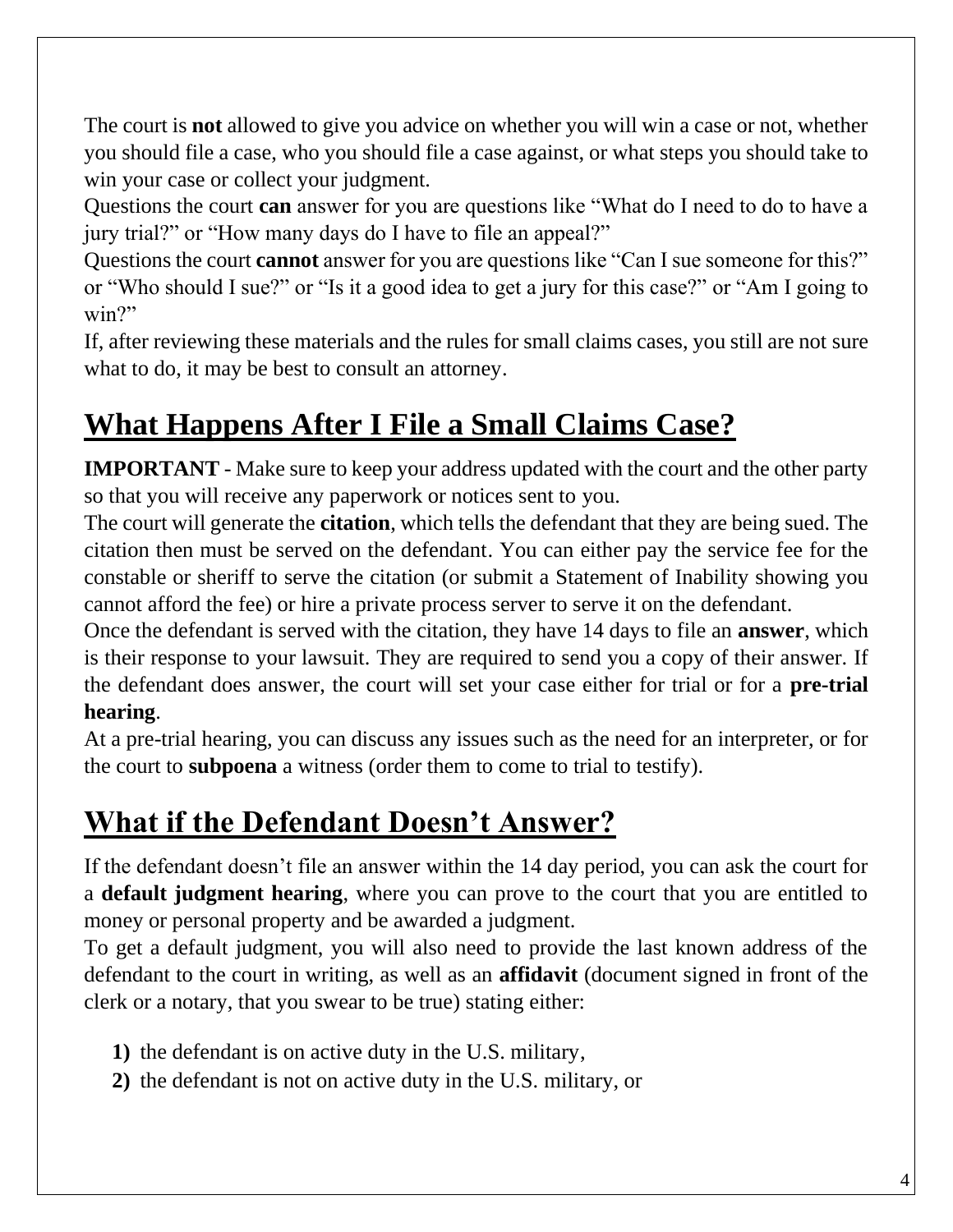The court is **not** allowed to give you advice on whether you will win a case or not, whether you should file a case, who you should file a case against, or what steps you should take to win your case or collect your judgment.

Questions the court **can** answer for you are questions like "What do I need to do to have a jury trial?" or "How many days do I have to file an appeal?"

Questions the court **cannot** answer for you are questions like "Can I sue someone for this?" or "Who should I sue?" or "Is it a good idea to get a jury for this case?" or "Am I going to win?"

If, after reviewing these materials and the rules for small claims cases, you still are not sure what to do, it may be best to consult an attorney.

## What Happens After I File a Small Claims Case?

**IMPORTANT** - Make sure to keep your address updated with the court and the other party so that you will receive any paperwork or notices sent to you.

The court will generate the **citation**, which tells the defendant that they are being sued. The citation then must be served on the defendant. You can either pay the service fee for the constable or sheriff to serve the citation (or submit a Statement of Inability showing you cannot afford the fee) or hire a private process server to serve it on the defendant.

Once the defendant is served with the citation, they have 14 days to file an **answer**, which is their response to your lawsuit. They are required to send you a copy of their answer. If the defendant does answer, the court will set your case either for trial or for a **pre-trial hearing**.

At a pre-trial hearing, you can discuss any issues such as the need for an interpreter, or for the court to **subpoena** a witness (order them to come to trial to testify).

## What if the Defendant Doesn't Answer?

If the defendant doesn't file an answer within the 14 day period, you can ask the court for a **default judgment hearing**, where you can prove to the court that you are entitled to money or personal property and be awarded a judgment.

To get a default judgment, you will also need to provide the last known address of the defendant to the court in writing, as well as an **affidavit** (document signed in front of the clerk or a notary, that you swear to be true) stating either:

1) the defendant is on active duty in the U.S. military,
2) the defendant is not on active duty in the U.S. military, or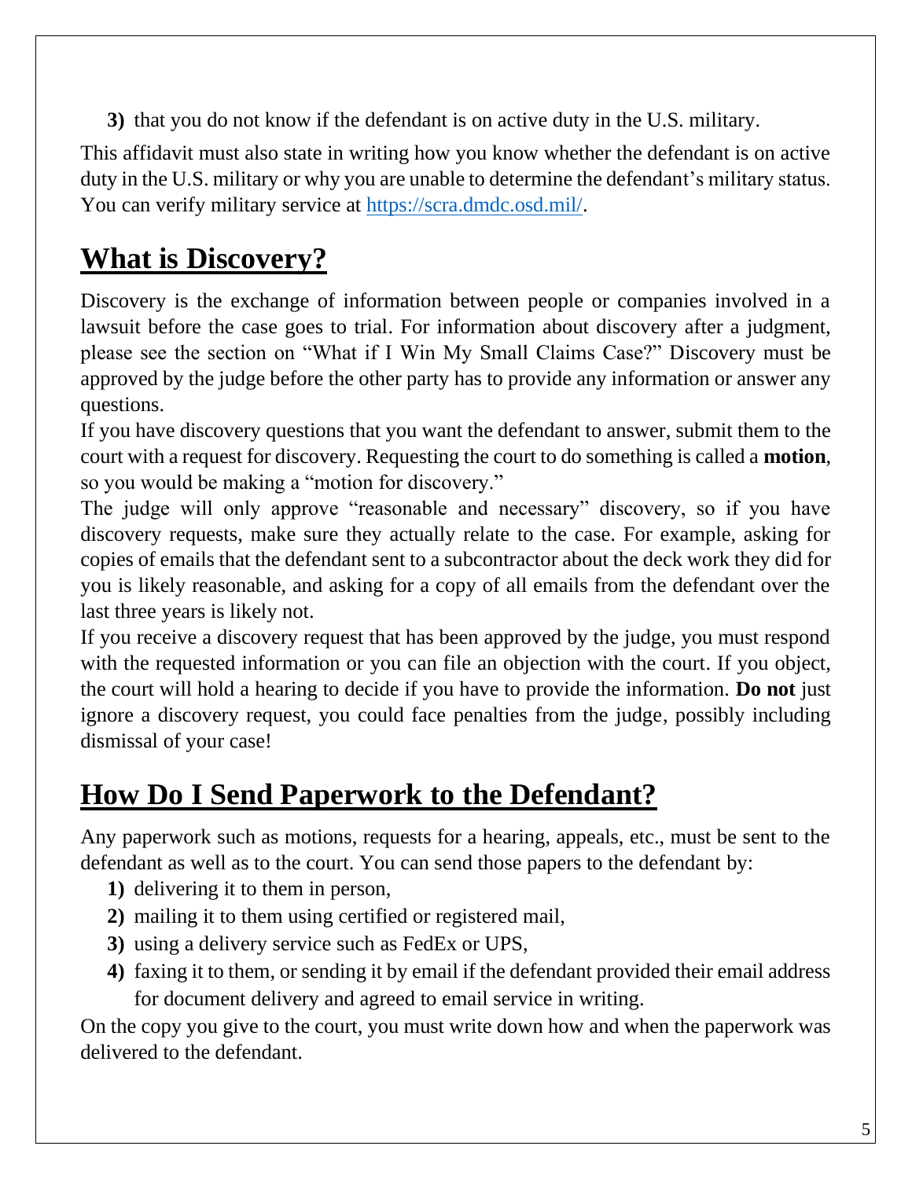3) that you do not know if the defendant is on active duty in the U.S. military.

This affidavit must also state in writing how you know whether the defendant is on active duty in the U.S. military or why you are unable to determine the defendant's military status. You can verify military service at https://scra.dmdc.osd.mil/.

## What is Discovery?

Discovery is the exchange of information between people or companies involved in a lawsuit before the case goes to trial. For information about discovery after a judgment, please see the section on "What if I Win My Small Claims Case?" Discovery must be approved by the judge before the other party has to provide any information or answer any questions.

If you have discovery questions that you want the defendant to answer, submit them to the court with a request for discovery. Requesting the court to do something is called a **motion**, so you would be making a "motion for discovery."

The judge will only approve "reasonable and necessary" discovery, so if you have discovery requests, make sure they actually relate to the case. For example, asking for copies of emails that the defendant sent to a subcontractor about the deck work they did for you is likely reasonable, and asking for a copy of all emails from the defendant over the last three years is likely not.

If you receive a discovery request that has been approved by the judge, you must respond with the requested information or you can file an objection with the court. If you object, the court will hold a hearing to decide if you have to provide the information. **Do not** just ignore a discovery request, you could face penalties from the judge, possibly including dismissal of your case!

## How Do I Send Paperwork to the Defendant?

Any paperwork such as motions, requests for a hearing, appeals, etc., must be sent to the defendant as well as to the court. You can send those papers to the defendant by:

1) delivering it to them in person,
2) mailing it to them using certified or registered mail,
3) using a delivery service such as FedEx or UPS,
4) faxing it to them, or sending it by email if the defendant provided their email address for document delivery and agreed to email service in writing.

On the copy you give to the court, you must write down how and when the paperwork was delivered to the defendant.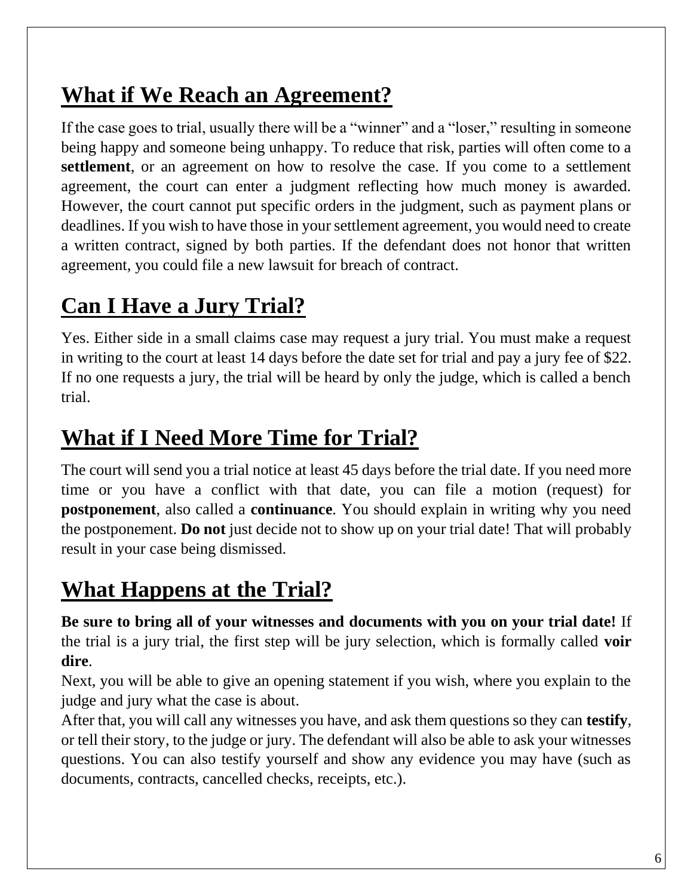## What if We Reach an Agreement?

If the case goes to trial, usually there will be a "winner" and a "loser," resulting in someone being happy and someone being unhappy. To reduce that risk, parties will often come to a **settlement**, or an agreement on how to resolve the case. If you come to a settlement agreement, the court can enter a judgment reflecting how much money is awarded. However, the court cannot put specific orders in the judgment, such as payment plans or deadlines. If you wish to have those in your settlement agreement, you would need to create a written contract, signed by both parties. If the defendant does not honor that written agreement, you could file a new lawsuit for breach of contract.

## Can I Have a Jury Trial?

Yes. Either side in a small claims case may request a jury trial. You must make a request in writing to the court at least 14 days before the date set for trial and pay a jury fee of $22. If no one requests a jury, the trial will be heard by only the judge, which is called a bench trial.

## What if I Need More Time for Trial?

The court will send you a trial notice at least 45 days before the trial date. If you need more time or you have a conflict with that date, you can file a motion (request) for **postponement**, also called a **continuance**. You should explain in writing why you need the postponement. **Do not** just decide not to show up on your trial date! That will probably result in your case being dismissed.

## What Happens at the Trial?

**Be sure to bring all of your witnesses and documents with you on your trial date!** If the trial is a jury trial, the first step will be jury selection, which is formally called **voir dire**.

Next, you will be able to give an opening statement if you wish, where you explain to the judge and jury what the case is about.

After that, you will call any witnesses you have, and ask them questions so they can **testify**, or tell their story, to the judge or jury. The defendant will also be able to ask your witnesses questions. You can also testify yourself and show any evidence you may have (such as documents, contracts, cancelled checks, receipts, etc.).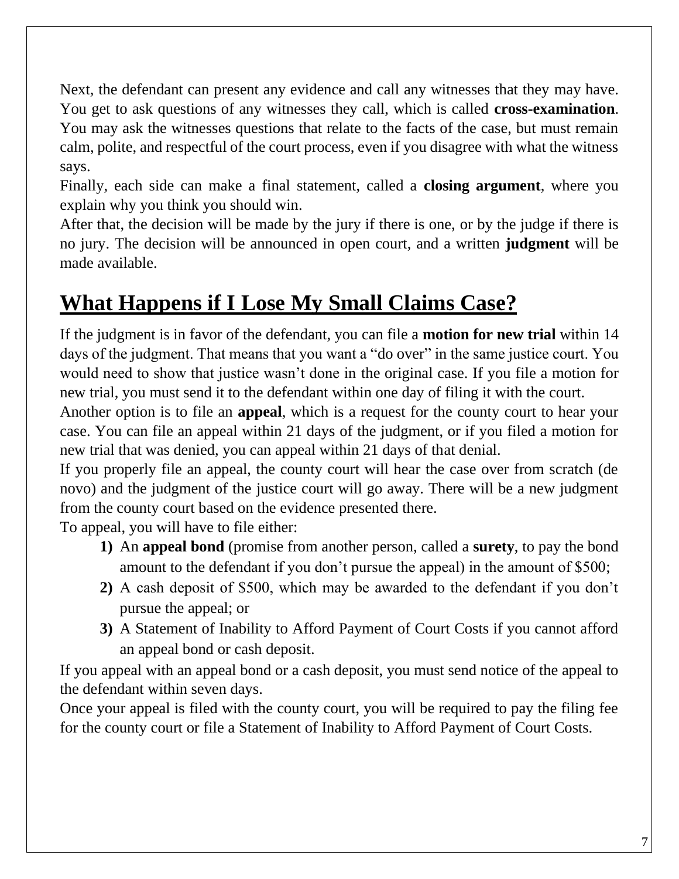Next, the defendant can present any evidence and call any witnesses that they may have. You get to ask questions of any witnesses they call, which is called **cross-examination**. You may ask the witnesses questions that relate to the facts of the case, but must remain calm, polite, and respectful of the court process, even if you disagree with what the witness says.

Finally, each side can make a final statement, called a **closing argument**, where you explain why you think you should win.

After that, the decision will be made by the jury if there is one, or by the judge if there is no jury. The decision will be announced in open court, and a written **judgment** will be made available.

## What Happens if I Lose My Small Claims Case?

If the judgment is in favor of the defendant, you can file a **motion for new trial** within 14 days of the judgment. That means that you want a "do over" in the same justice court. You would need to show that justice wasn't done in the original case. If you file a motion for new trial, you must send it to the defendant within one day of filing it with the court.

Another option is to file an **appeal**, which is a request for the county court to hear your case. You can file an appeal within 21 days of the judgment, or if you filed a motion for new trial that was denied, you can appeal within 21 days of that denial.

If you properly file an appeal, the county court will hear the case over from scratch (de novo) and the judgment of the justice court will go away. There will be a new judgment from the county court based on the evidence presented there.

To appeal, you will have to file either:

1) An **appeal bond** (promise from another person, called a **surety**, to pay the bond amount to the defendant if you don't pursue the appeal) in the amount of $500;
2) A cash deposit of $500, which may be awarded to the defendant if you don't pursue the appeal; or
3) A Statement of Inability to Afford Payment of Court Costs if you cannot afford an appeal bond or cash deposit.

If you appeal with an appeal bond or a cash deposit, you must send notice of the appeal to the defendant within seven days.

Once your appeal is filed with the county court, you will be required to pay the filing fee for the county court or file a Statement of Inability to Afford Payment of Court Costs.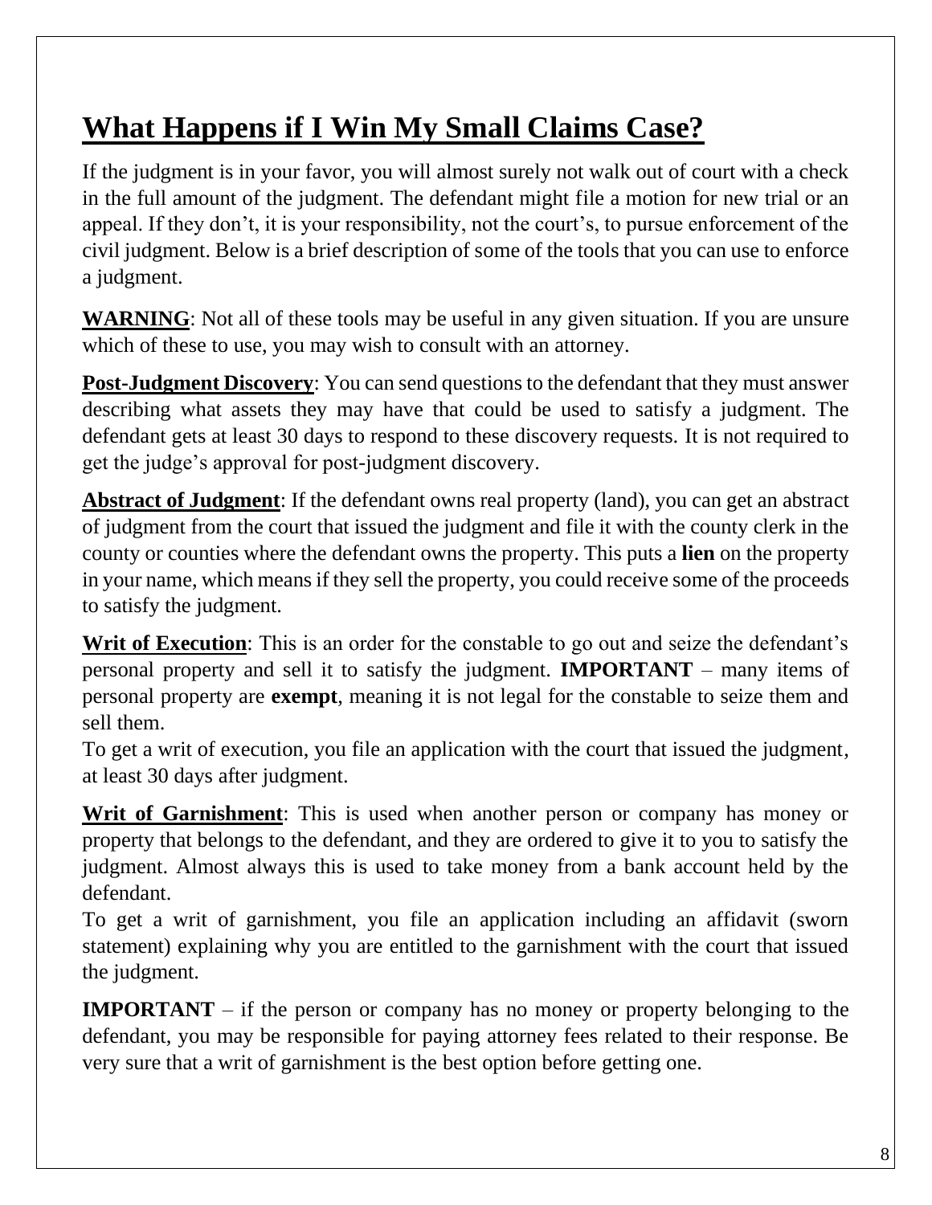# What Happens if I Win My Small Claims Case?

If the judgment is in your favor, you will almost surely not walk out of court with a check in the full amount of the judgment. The defendant might file a motion for new trial or an appeal. If they don't, it is your responsibility, not the court's, to pursue enforcement of the civil judgment. Below is a brief description of some of the tools that you can use to enforce a judgment.

**WARNING**: Not all of these tools may be useful in any given situation. If you are unsure which of these to use, you may wish to consult with an attorney.

**Post-Judgment Discovery**: You can send questions to the defendant that they must answer describing what assets they may have that could be used to satisfy a judgment. The defendant gets at least 30 days to respond to these discovery requests. It is not required to get the judge's approval for post-judgment discovery.

**Abstract of Judgment**: If the defendant owns real property (land), you can get an abstract of judgment from the court that issued the judgment and file it with the county clerk in the county or counties where the defendant owns the property. This puts a **lien** on the property in your name, which means if they sell the property, you could receive some of the proceeds to satisfy the judgment.

**Writ of Execution**: This is an order for the constable to go out and seize the defendant's personal property and sell it to satisfy the judgment. **IMPORTANT** – many items of personal property are **exempt**, meaning it is not legal for the constable to seize them and sell them.
To get a writ of execution, you file an application with the court that issued the judgment, at least 30 days after judgment.

**Writ of Garnishment**: This is used when another person or company has money or property that belongs to the defendant, and they are ordered to give it to you to satisfy the judgment. Almost always this is used to take money from a bank account held by the defendant.
To get a writ of garnishment, you file an application including an affidavit (sworn statement) explaining why you are entitled to the garnishment with the court that issued the judgment.

**IMPORTANT** – if the person or company has no money or property belonging to the defendant, you may be responsible for paying attorney fees related to their response. Be very sure that a writ of garnishment is the best option before getting one.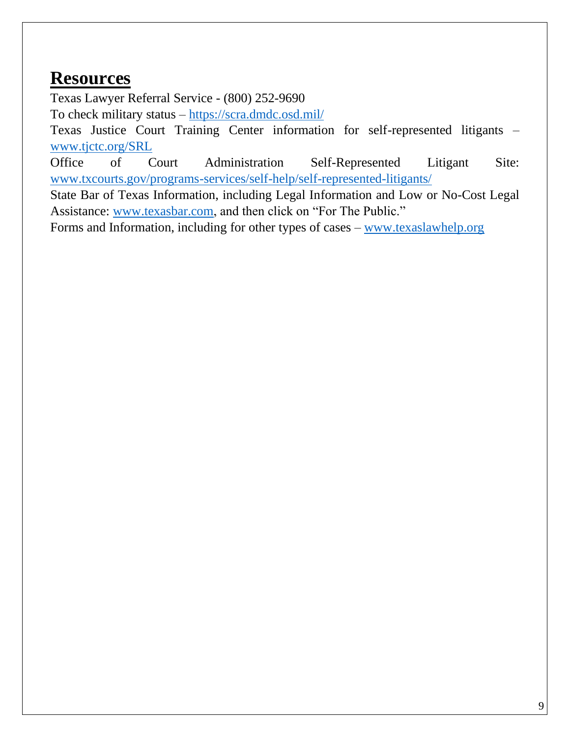## Resources

Texas Lawyer Referral Service - (800) 252-9690

To check military status – https://scra.dmdc.osd.mil/

Texas Justice Court Training Center information for self-represented litigants – www.tjctc.org/SRL

Office of Court Administration Self-Represented Litigant Site: www.txcourts.gov/programs-services/self-help/self-represented-litigants/

State Bar of Texas Information, including Legal Information and Low or No-Cost Legal Assistance: www.texasbar.com, and then click on "For The Public."

Forms and Information, including for other types of cases – www.texaslawhelp.org